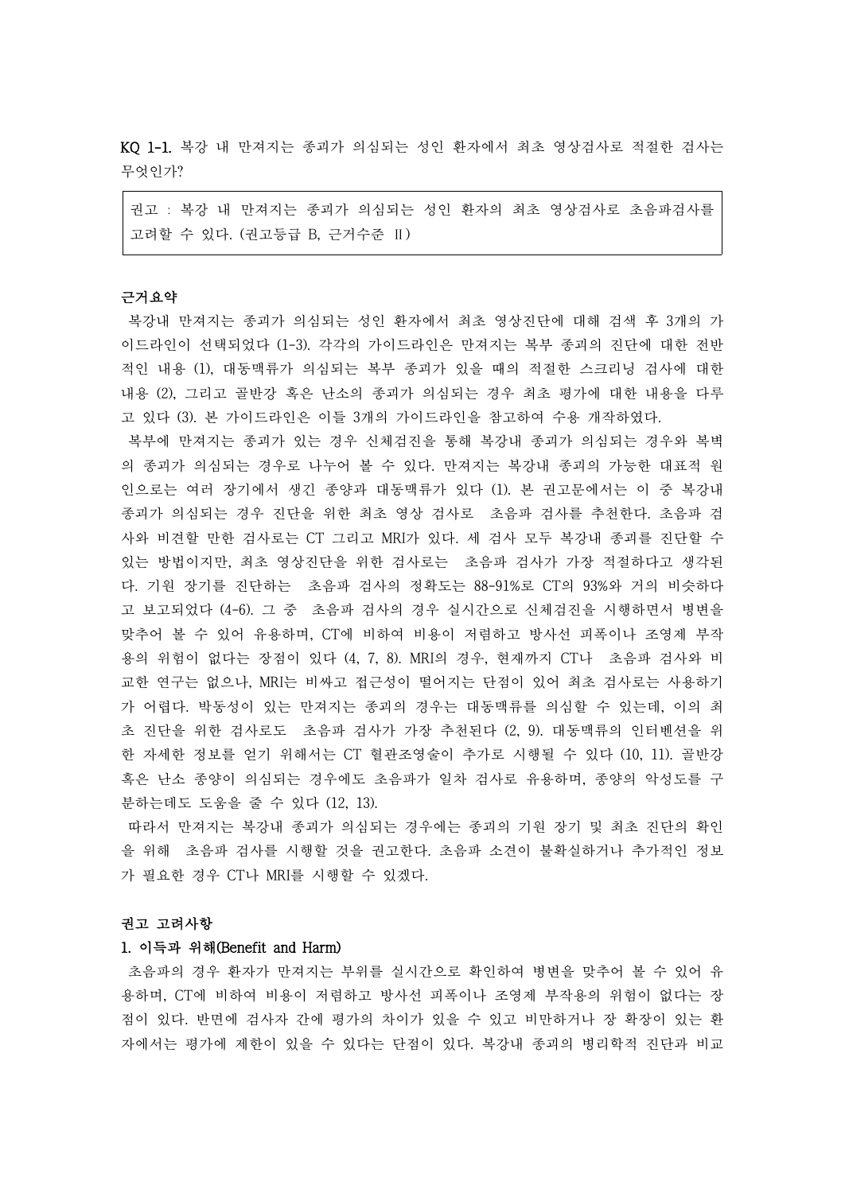**KQ 1-1. 복강 내 만져지는 종괴가 의심되는 성인 환자에서 최초 영상검사로 적절한 검사는 무엇인가?**

> 권고 : 복강 내 만져지는 종괴가 의심되는 성인 환자의 최초 영상검사로 초음파검사를 고려할 수 있다. (권고등급 B, 근거수준 II)

**근거요약**

복강내 만져지는 종괴가 의심되는 성인 환자에서 최초 영상진단에 대해 검색 후 3개의 가이드라인이 선택되었다 (1-3). 각각의 가이드라인은 만져지는 복부 종괴의 진단에 대한 전반적인 내용 (1), 대동맥류가 의심되는 복부 종괴가 있을 때의 적절한 스크리닝 검사에 대한 내용 (2), 그리고 골반강 혹은 난소의 종괴가 의심되는 경우 최초 평가에 대한 내용을 다루고 있다 (3). 본 가이드라인은 이들 3개의 가이드라인을 참고하여 수용 개작하였다.

복부에 만져지는 종괴가 있는 경우 신체검진을 통해 복강내 종괴가 의심되는 경우와 복벽의 종괴가 의심되는 경우로 나누어 볼 수 있다. 만져지는 복강내 종괴의 가능한 대표적 원인으로는 여러 장기에서 생긴 종양과 대동맥류가 있다 (1). 본 권고문에서는 이 중 복강내 종괴가 의심되는 경우 진단을 위한 최초 영상 검사로 초음파 검사를 추천한다. 초음파 검사와 비견할 만한 검사로는 CT 그리고 MRI가 있다. 세 검사 모두 복강내 종괴를 진단할 수 있는 방법이지만, 최초 영상진단을 위한 검사로는 초음파 검사가 가장 적절하다고 생각된다. 기원 장기를 진단하는 초음파 검사의 정확도는 88-91%로 CT의 93%와 거의 비슷하다고 보고되었다 (4-6). 그 중 초음파 검사의 경우 실시간으로 신체검진을 시행하면서 병변을 맞추어 볼 수 있어 유용하며, CT에 비하여 비용이 저렴하고 방사선 피폭이나 조영제 부작용의 위험이 없다는 장점이 있다 (4, 7, 8). MRI의 경우, 현재까지 CT나 초음파 검사와 비교한 연구는 없으나, MRI는 비싸고 접근성이 떨어지는 단점이 있어 최초 검사로는 사용하기가 어렵다. 박동성이 있는 만져지는 종괴의 경우는 대동맥류를 의심할 수 있는데, 이의 최초 진단을 위한 검사로도 초음파 검사가 가장 추천된다 (2, 9). 대동맥류의 인터벤션을 위한 자세한 정보를 얻기 위해서는 CT 혈관조영술이 추가로 시행될 수 있다 (10, 11). 골반강 혹은 난소 종양이 의심되는 경우에도 초음파가 일차 검사로 유용하며, 종양의 악성도를 구분하는데도 도움을 줄 수 있다 (12, 13).

따라서 만져지는 복강내 종괴가 의심되는 경우에는 종괴의 기원 장기 및 최초 진단의 확인을 위해 초음파 검사를 시행할 것을 권고한다. 초음파 소견이 불확실하거나 추가적인 정보가 필요한 경우 CT나 MRI를 시행할 수 있겠다.

**권고 고려사항**

**1. 이득과 위해(Benefit and Harm)**

초음파의 경우 환자가 만져지는 부위를 실시간으로 확인하여 병변을 맞추어 볼 수 있어 유용하며, CT에 비하여 비용이 저렴하고 방사선 피폭이나 조영제 부작용의 위험이 없다는 장점이 있다. 반면에 검사자 간에 평가의 차이가 있을 수 있고 비만하거나 장 확장이 있는 환자에서는 평가에 제한이 있을 수 있다는 단점이 있다. 복강내 종괴의 병리학적 진단과 비교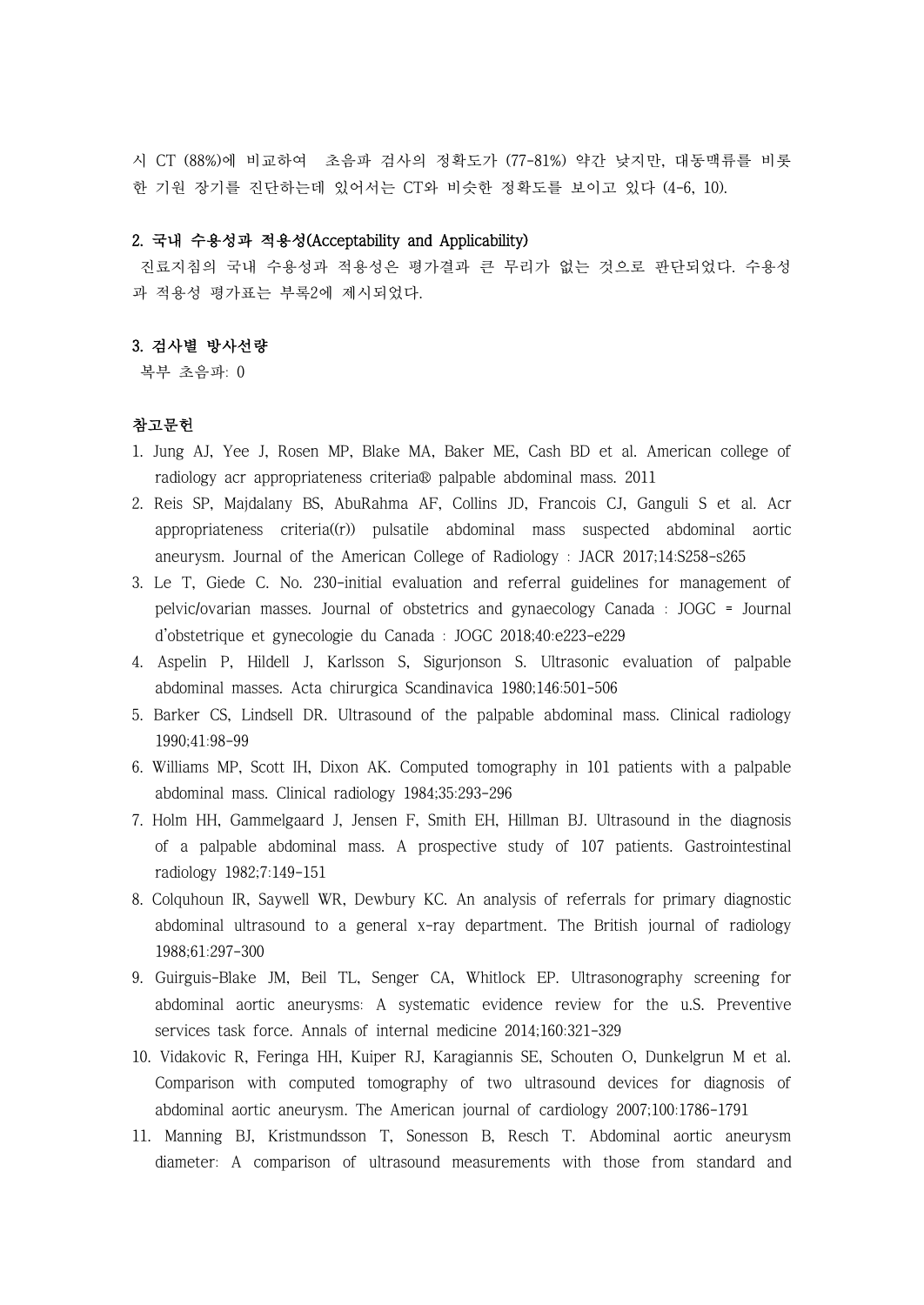시 CT (88%)에 비교하여  초음파 검사의 정확도가 (77-81%) 약간 낮지만, 대동맥류를 비롯한 기원 장기를 진단하는데 있어서는 CT와 비슷한 정확도를 보이고 있다 (4-6, 10).

### 2. 국내 수용성과 적용성(Acceptability and Applicability)

진료지침의 국내 수용성과 적용성은 평가결과 큰 무리가 없는 것으로 판단되었다. 수용성과 적용성 평가표는 부록2에 제시되었다.

### 3. 검사별 방사선량

복부 초음파: 0

### 참고문헌

1. Jung AJ, Yee J, Rosen MP, Blake MA, Baker ME, Cash BD et al. American college of radiology acr appropriateness criteria® palpable abdominal mass. 2011
2. Reis SP, Majdalany BS, AbuRahma AF, Collins JD, Francois CJ, Ganguli S et al. Acr appropriateness criteria((r)) pulsatile abdominal mass suspected abdominal aortic aneurysm. Journal of the American College of Radiology : JACR 2017;14:S258-s265
3. Le T, Giede C. No. 230-initial evaluation and referral guidelines for management of pelvic/ovarian masses. Journal of obstetrics and gynaecology Canada : JOGC = Journal d'obstetrique et gynecologie du Canada : JOGC 2018;40:e223-e229
4. Aspelin P, Hildell J, Karlsson S, Sigurjonson S. Ultrasonic evaluation of palpable abdominal masses. Acta chirurgica Scandinavica 1980;146:501-506
5. Barker CS, Lindsell DR. Ultrasound of the palpable abdominal mass. Clinical radiology 1990;41:98-99
6. Williams MP, Scott IH, Dixon AK. Computed tomography in 101 patients with a palpable abdominal mass. Clinical radiology 1984;35:293-296
7. Holm HH, Gammelgaard J, Jensen F, Smith EH, Hillman BJ. Ultrasound in the diagnosis of a palpable abdominal mass. A prospective study of 107 patients. Gastrointestinal radiology 1982;7:149-151
8. Colquhoun IR, Saywell WR, Dewbury KC. An analysis of referrals for primary diagnostic abdominal ultrasound to a general x-ray department. The British journal of radiology 1988;61:297-300
9. Guirguis-Blake JM, Beil TL, Senger CA, Whitlock EP. Ultrasonography screening for abdominal aortic aneurysms: A systematic evidence review for the u.S. Preventive services task force. Annals of internal medicine 2014;160:321-329
10. Vidakovic R, Feringa HH, Kuiper RJ, Karagiannis SE, Schouten O, Dunkelgrun M et al. Comparison with computed tomography of two ultrasound devices for diagnosis of abdominal aortic aneurysm. The American journal of cardiology 2007;100:1786-1791
11. Manning BJ, Kristmundsson T, Sonesson B, Resch T. Abdominal aortic aneurysm diameter: A comparison of ultrasound measurements with those from standard and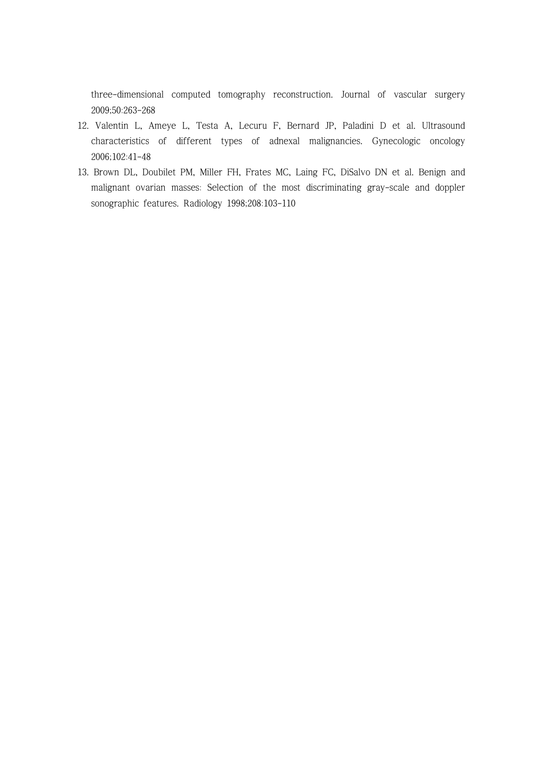three-dimensional computed tomography reconstruction. Journal of vascular surgery 2009;50:263-268

12. Valentin L, Ameye L, Testa A, Lecuru F, Bernard JP, Paladini D et al. Ultrasound characteristics of different types of adnexal malignancies. Gynecologic oncology 2006;102:41-48
13. Brown DL, Doubilet PM, Miller FH, Frates MC, Laing FC, DiSalvo DN et al. Benign and malignant ovarian masses: Selection of the most discriminating gray-scale and doppler sonographic features. Radiology 1998;208:103-110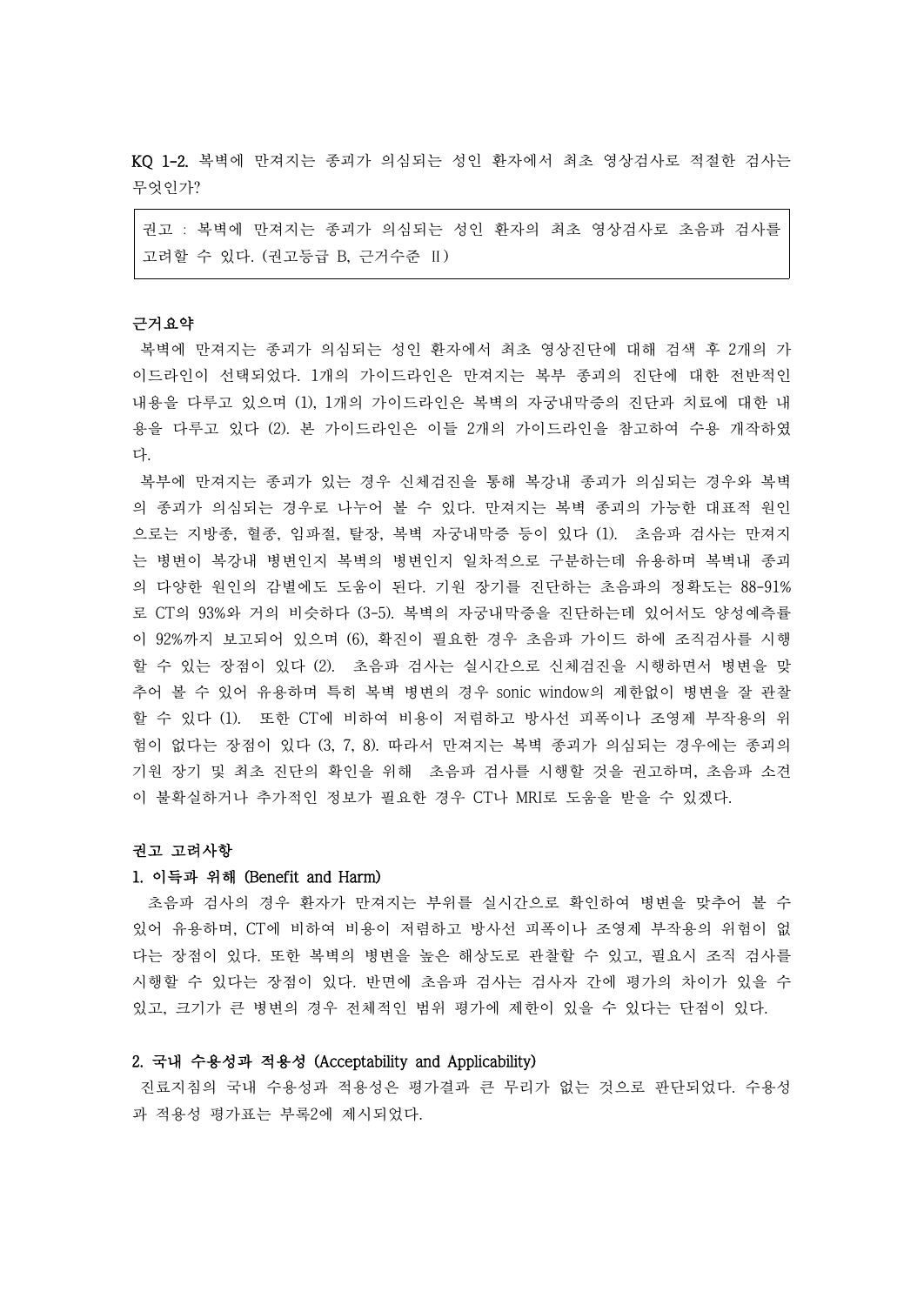KQ 1-2. 복벽에 만져지는 종괴가 의심되는 성인 환자에서 최초 영상검사로 적절한 검사는 무엇인가?

> 권고 : 복벽에 만져지는 종괴가 의심되는 성인 환자의 최초 영상검사로 초음파 검사를 고려할 수 있다. (권고등급 B, 근거수준 Ⅱ)

**근거요약**

복벽에 만져지는 종괴가 의심되는 성인 환자에서 최초 영상진단에 대해 검색 후 2개의 가이드라인이 선택되었다. 1개의 가이드라인은 만져지는 복부 종괴의 진단에 대한 전반적인 내용을 다루고 있으며 (1), 1개의 가이드라인은 복벽의 자궁내막증의 진단과 치료에 대한 내용을 다루고 있다 (2). 본 가이드라인은 이들 2개의 가이드라인을 참고하여 수용 개작하였다.

복부에 만져지는 종괴가 있는 경우 신체검진을 통해 복강내 종괴가 의심되는 경우와 복벽의 종괴가 의심되는 경우로 나누어 볼 수 있다. 만져지는 복벽 종괴의 가능한 대표적 원인으로는 지방종, 혈종, 임파절, 탈장, 복벽 자궁내막증 등이 있다 (1). 초음파 검사는 만져지는 병변이 복강내 병변인지 복벽의 병변인지 일차적으로 구분하는데 유용하며 복벽내 종괴의 다양한 원인의 감별에도 도움이 된다. 기원 장기를 진단하는 초음파의 정확도는 88-91%로 CT의 93%와 거의 비슷하다 (3-5). 복벽의 자궁내막증을 진단하는데 있어서도 양성예측률이 92%까지 보고되어 있으며 (6), 확진이 필요한 경우 초음파 가이드 하에 조직검사를 시행할 수 있는 장점이 있다 (2). 초음파 검사는 실시간으로 신체검진을 시행하면서 병변을 맞추어 볼 수 있어 유용하며 특히 복벽 병변의 경우 sonic window의 제한없이 병변을 잘 관찰할 수 있다 (1). 또한 CT에 비하여 비용이 저렴하고 방사선 피폭이나 조영제 부작용의 위험이 없다는 장점이 있다 (3, 7, 8). 따라서 만져지는 복벽 종괴가 의심되는 경우에는 종괴의 기원 장기 및 최초 진단의 확인을 위해 초음파 검사를 시행할 것을 권고하며, 초음파 소견이 불확실하거나 추가적인 정보가 필요한 경우 CT나 MRI로 도움을 받을 수 있겠다.

**권고 고려사항**

**1. 이득과 위해 (Benefit and Harm)**

초음파 검사의 경우 환자가 만져지는 부위를 실시간으로 확인하여 병변을 맞추어 볼 수 있어 유용하며, CT에 비하여 비용이 저렴하고 방사선 피폭이나 조영제 부작용의 위험이 없다는 장점이 있다. 또한 복벽의 병변을 높은 해상도로 관찰할 수 있고, 필요시 조직 검사를 시행할 수 있다는 장점이 있다. 반면에 초음파 검사는 검사자 간에 평가의 차이가 있을 수 있고, 크기가 큰 병변의 경우 전체적인 범위 평가에 제한이 있을 수 있다는 단점이 있다.

**2. 국내 수용성과 적용성 (Acceptability and Applicability)**

진료지침의 국내 수용성과 적용성은 평가결과 큰 무리가 없는 것으로 판단되었다. 수용성과 적용성 평가표는 부록2에 제시되었다.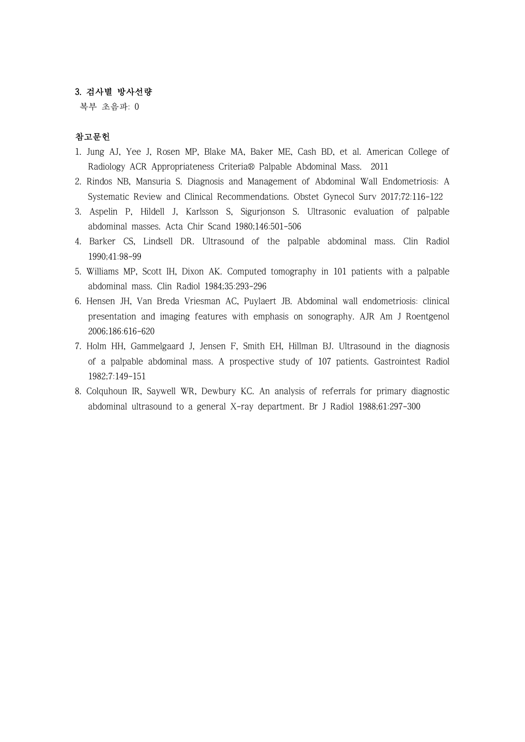### 3. 검사별 방사선량

복부 초음파: 0

### 참고문헌

1. Jung AJ, Yee J, Rosen MP, Blake MA, Baker ME, Cash BD, et al. American College of Radiology ACR Appropriateness Criteria® Palpable Abdominal Mass. 2011
2. Rindos NB, Mansuria S. Diagnosis and Management of Abdominal Wall Endometriosis: A Systematic Review and Clinical Recommendations. Obstet Gynecol Surv 2017;72:116-122
3. Aspelin P, Hildell J, Karlsson S, Sigurjonson S. Ultrasonic evaluation of palpable abdominal masses. Acta Chir Scand 1980;146:501-506
4. Barker CS, Lindsell DR. Ultrasound of the palpable abdominal mass. Clin Radiol 1990;41:98-99
5. Williams MP, Scott IH, Dixon AK. Computed tomography in 101 patients with a palpable abdominal mass. Clin Radiol 1984;35:293-296
6. Hensen JH, Van Breda Vriesman AC, Puylaert JB. Abdominal wall endometriosis: clinical presentation and imaging features with emphasis on sonography. AJR Am J Roentgenol 2006;186:616-620
7. Holm HH, Gammelgaard J, Jensen F, Smith EH, Hillman BJ. Ultrasound in the diagnosis of a palpable abdominal mass. A prospective study of 107 patients. Gastrointest Radiol 1982;7:149-151
8. Colquhoun IR, Saywell WR, Dewbury KC. An analysis of referrals for primary diagnostic abdominal ultrasound to a general X-ray department. Br J Radiol 1988;61:297-300